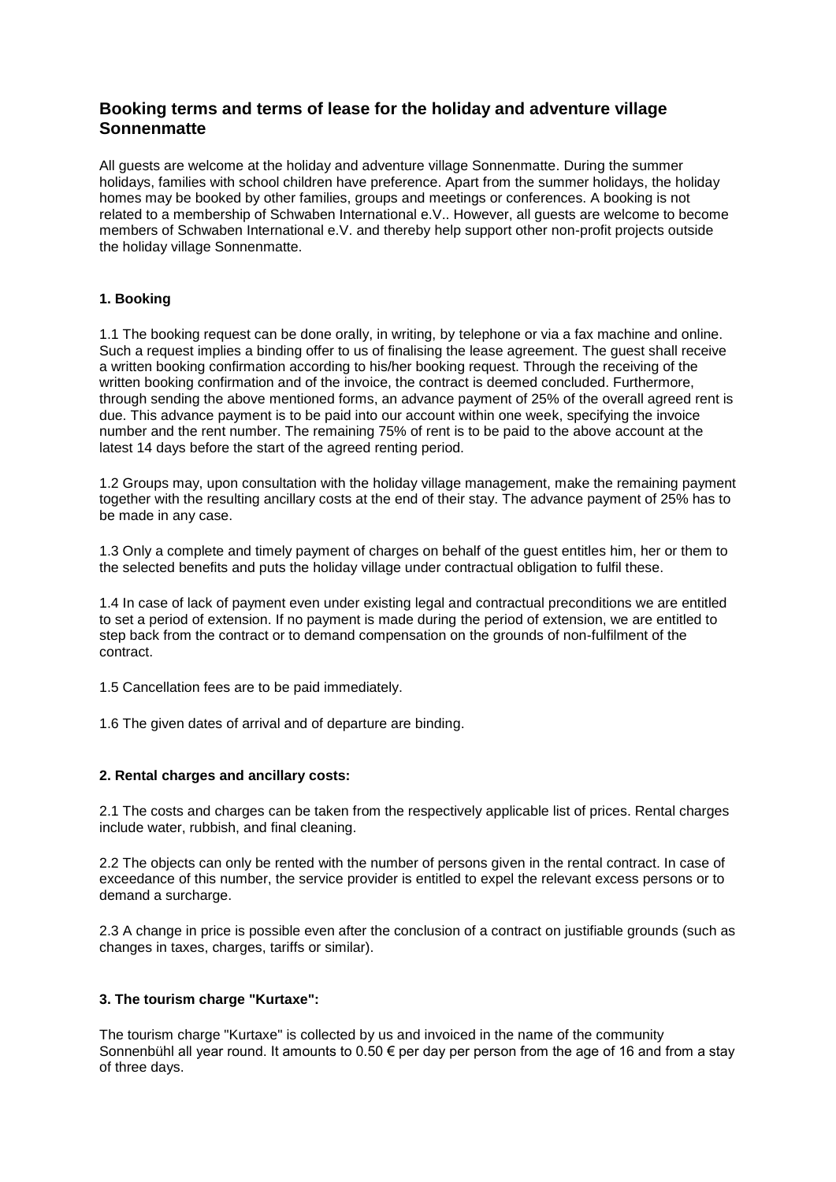# Booking terms and terms of lease for the holiday and adventure village Sonnenmatte

All guests are welcome at the holiday and adventure village Sonnenmatte. During the summer holidays, families with school children have preference. Apart from the summer holidays, the holiday homes may be booked by other families, groups and meetings or conferences. A booking is not related to a membership of Schwaben International e.V.. However, all guests are welcome to become members of Schwaben International e.V. and thereby help support other non-profit projects outside the holiday village Sonnenmatte.

### 1. Booking

1.1 The booking request can be done orally, in writing, by telephone or via a fax machine and online. Such a request implies a binding offer to us of finalising the lease agreement. The guest shall receive a written booking confirmation according to his/her booking request. Through the receiving of the written booking confirmation and of the invoice, the contract is deemed concluded. Furthermore, through sending the above mentioned forms, an advance payment of 25% of the overall agreed rent is due. This advance payment is to be paid into our account within one week, specifying the invoice number and the rent number. The remaining 75% of rent is to be paid to the above account at the latest 14 days before the start of the agreed renting period.

1.2 Groups may, upon consultation with the holiday village management, make the remaining payment together with the resulting ancillary costs at the end of their stay. The advance payment of 25% has to be made in any case.

1.3 Only a complete and timely payment of charges on behalf of the guest entitles him, her or them to the selected benefits and puts the holiday village under contractual obligation to fulfil these.

1.4 In case of lack of payment even under existing legal and contractual preconditions we are entitled to set a period of extension. If no payment is made during the period of extension, we are entitled to step back from the contract or to demand compensation on the grounds of non-fulfilment of the contract.

1.5 Cancellation fees are to be paid immediately.

1.6 The given dates of arrival and of departure are binding.

### 2. Rental charges and ancillary costs:

2.1 The costs and charges can be taken from the respectively applicable list of prices. Rental charges include water, rubbish, and final cleaning.

2.2 The objects can only be rented with the number of persons given in the rental contract. In case of exceedance of this number, the service provider is entitled to expel the relevant excess persons or to demand a surcharge.

2.3 A change in price is possible even after the conclusion of a contract on justifiable grounds (such as changes in taxes, charges, tariffs or similar).

### 3. The tourism charge "Kurtaxe":

The tourism charge "Kurtaxe" is collected by us and invoiced in the name of the community Sonnenbühl all year round. It amounts to 0.50 € per day per person from the age of 16 and from a stay of three days.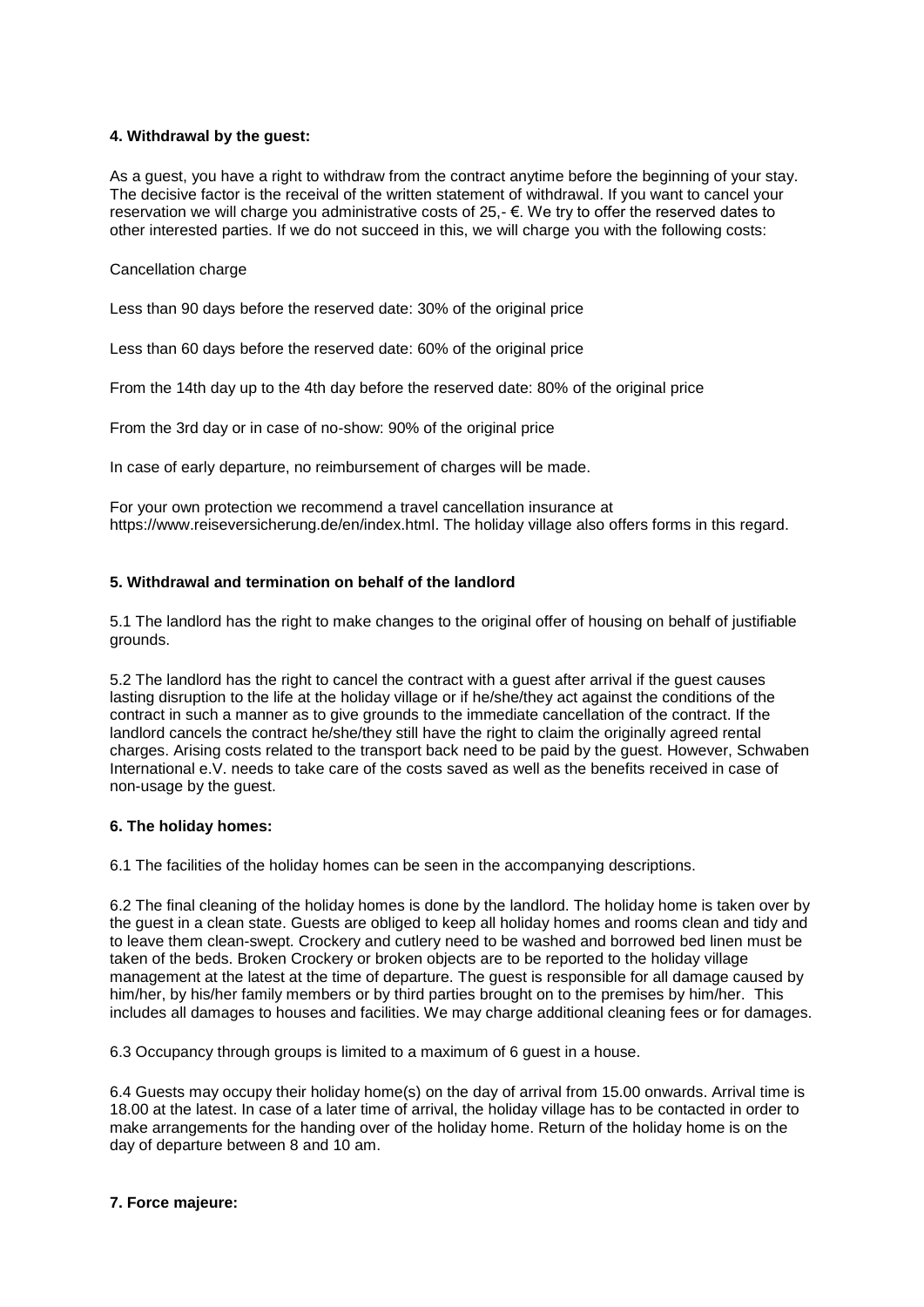**4. Withdrawal by the guest:**

As a guest, you have a right to withdraw from the contract anytime before the beginning of your stay. The decisive factor is the receival of the written statement of withdrawal. If you want to cancel your reservation we will charge you administrative costs of 25,- €. We try to offer the reserved dates to other interested parties. If we do not succeed in this, we will charge you with the following costs:

Cancellation charge

Less than 90 days before the reserved date: 30% of the original price

Less than 60 days before the reserved date: 60% of the original price

From the 14th day up to the 4th day before the reserved date: 80% of the original price

From the 3rd day or in case of no-show: 90% of the original price

In case of early departure, no reimbursement of charges will be made.

For your own protection we recommend a travel cancellation insurance at https://www.reiseversicherung.de/en/index.html. The holiday village also offers forms in this regard.

**5. Withdrawal and termination on behalf of the landlord**

5.1 The landlord has the right to make changes to the original offer of housing on behalf of justifiable grounds.

5.2 The landlord has the right to cancel the contract with a guest after arrival if the guest causes lasting disruption to the life at the holiday village or if he/she/they act against the conditions of the contract in such a manner as to give grounds to the immediate cancellation of the contract. If the landlord cancels the contract he/she/they still have the right to claim the originally agreed rental charges. Arising costs related to the transport back need to be paid by the guest. However, Schwaben International e.V. needs to take care of the costs saved as well as the benefits received in case of non-usage by the guest.

**6. The holiday homes:**

6.1 The facilities of the holiday homes can be seen in the accompanying descriptions.

6.2 The final cleaning of the holiday homes is done by the landlord. The holiday home is taken over by the guest in a clean state. Guests are obliged to keep all holiday homes and rooms clean and tidy and to leave them clean-swept. Crockery and cutlery need to be washed and borrowed bed linen must be taken of the beds. Broken Crockery or broken objects are to be reported to the holiday village management at the latest at the time of departure. The guest is responsible for all damage caused by him/her, by his/her family members or by third parties brought on to the premises by him/her. This includes all damages to houses and facilities. We may charge additional cleaning fees or for damages.

6.3 Occupancy through groups is limited to a maximum of 6 guest in a house.

6.4 Guests may occupy their holiday home(s) on the day of arrival from 15.00 onwards. Arrival time is 18.00 at the latest. In case of a later time of arrival, the holiday village has to be contacted in order to make arrangements for the handing over of the holiday home. Return of the holiday home is on the day of departure between 8 and 10 am.

**7. Force majeure:**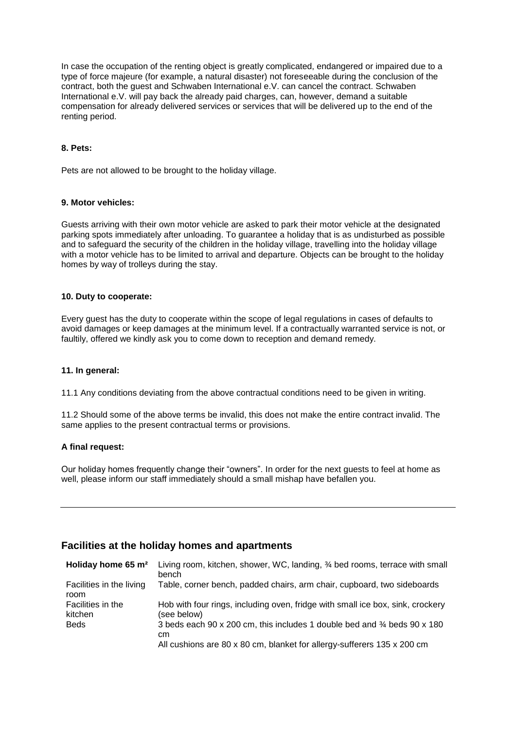In case the occupation of the renting object is greatly complicated, endangered or impaired due to a type of force majeure (for example, a natural disaster) not foreseeable during the conclusion of the contract, both the guest and Schwaben International e.V. can cancel the contract. Schwaben International e.V. will pay back the already paid charges, can, however, demand a suitable compensation for already delivered services or services that will be delivered up to the end of the renting period.

#### 8. Pets:

Pets are not allowed to be brought to the holiday village.

#### 9. Motor vehicles:

Guests arriving with their own motor vehicle are asked to park their motor vehicle at the designated parking spots immediately after unloading. To guarantee a holiday that is as undisturbed as possible and to safeguard the security of the children in the holiday village, travelling into the holiday village with a motor vehicle has to be limited to arrival and departure. Objects can be brought to the holiday homes by way of trolleys during the stay.

#### 10. Duty to cooperate:

Every guest has the duty to cooperate within the scope of legal regulations in cases of defaults to avoid damages or keep damages at the minimum level. If a contractually warranted service is not, or faultily, offered we kindly ask you to come down to reception and demand remedy.

#### 11. In general:

11.1 Any conditions deviating from the above contractual conditions need to be given in writing.

11.2 Should some of the above terms be invalid, this does not make the entire contract invalid. The same applies to the present contractual terms or provisions.

#### A final request:

Our holiday homes frequently change their "owners". In order for the next guests to feel at home as well, please inform our staff immediately should a small mishap have befallen you.

---

## Facilities at the holiday homes and apartments

| **Holiday home 65 m²** | Living room, kitchen, shower, WC, landing, ¾ bed rooms, terrace with small bench |
|---|---|
| Facilities in the living room | Table, corner bench, padded chairs, arm chair, cupboard, two sideboards |
| Facilities in the kitchen | Hob with four rings, including oven, fridge with small ice box, sink, crockery (see below) |
| Beds | 3 beds each 90 x 200 cm, this includes 1 double bed and ¾ beds 90 x 180 cm<br>All cushions are 80 x 80 cm, blanket for allergy-sufferers 135 x 200 cm |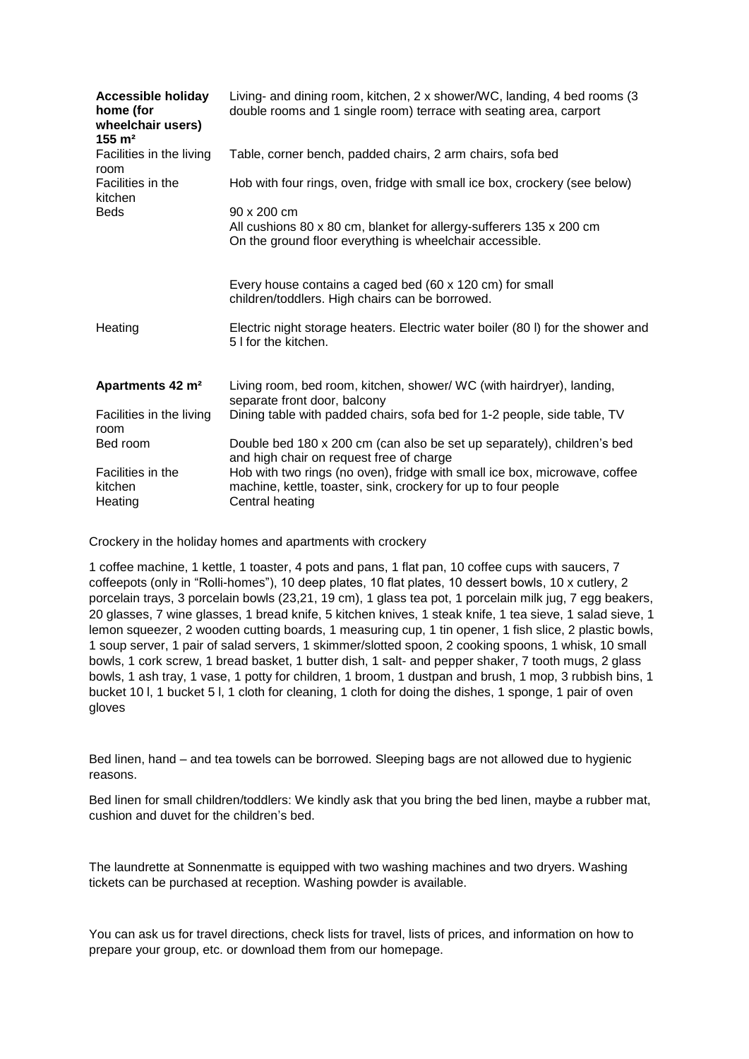| **Accessible holiday home (for wheelchair users) 155 m²** | Living- and dining room, kitchen, 2 x shower/WC, landing, 4 bed rooms (3 double rooms and 1 single room) terrace with seating area, carport |
|---|---|
| Facilities in the living room | Table, corner bench, padded chairs, 2 arm chairs, sofa bed |
| Facilities in the kitchen | Hob with four rings, oven, fridge with small ice box, crockery (see below) |
| Beds | 90 x 200 cm<br>All cushions 80 x 80 cm, blanket for allergy-sufferers 135 x 200 cm<br>On the ground floor everything is wheelchair accessible.<br><br>Every house contains a caged bed (60 x 120 cm) for small children/toddlers. High chairs can be borrowed. |
| Heating | Electric night storage heaters. Electric water boiler (80 l) for the shower and 5 l for the kitchen. |
| **Apartments 42 m²** | Living room, bed room, kitchen, shower/ WC (with hairdryer), landing, separate front door, balcony |
| Facilities in the living room | Dining table with padded chairs, sofa bed for 1-2 people, side table, TV |
| Bed room | Double bed 180 x 200 cm (can also be set up separately), children's bed and high chair on request free of charge |
| Facilities in the kitchen | Hob with two rings (no oven), fridge with small ice box, microwave, coffee machine, kettle, toaster, sink, crockery for up to four people |
| Heating | Central heating |

Crockery in the holiday homes and apartments with crockery

1 coffee machine, 1 kettle, 1 toaster, 4 pots and pans, 1 flat pan, 10 coffee cups with saucers, 7 coffeepots (only in "Rolli-homes"), 10 deep plates, 10 flat plates, 10 dessert bowls, 10 x cutlery, 2 porcelain trays, 3 porcelain bowls (23,21, 19 cm), 1 glass tea pot, 1 porcelain milk jug, 7 egg beakers, 20 glasses, 7 wine glasses, 1 bread knife, 5 kitchen knives, 1 steak knife, 1 tea sieve, 1 salad sieve, 1 lemon squeezer, 2 wooden cutting boards, 1 measuring cup, 1 tin opener, 1 fish slice, 2 plastic bowls, 1 soup server, 1 pair of salad servers, 1 skimmer/slotted spoon, 2 cooking spoons, 1 whisk, 10 small bowls, 1 cork screw, 1 bread basket, 1 butter dish, 1 salt- and pepper shaker, 7 tooth mugs, 2 glass bowls, 1 ash tray, 1 vase, 1 potty for children, 1 broom, 1 dustpan and brush, 1 mop, 3 rubbish bins, 1 bucket 10 l, 1 bucket 5 l, 1 cloth for cleaning, 1 cloth for doing the dishes, 1 sponge, 1 pair of oven gloves

Bed linen, hand – and tea towels can be borrowed. Sleeping bags are not allowed due to hygienic reasons.

Bed linen for small children/toddlers: We kindly ask that you bring the bed linen, maybe a rubber mat, cushion and duvet for the children's bed.

The laundrette at Sonnenmatte is equipped with two washing machines and two dryers. Washing tickets can be purchased at reception. Washing powder is available.

You can ask us for travel directions, check lists for travel, lists of prices, and information on how to prepare your group, etc. or download them from our homepage.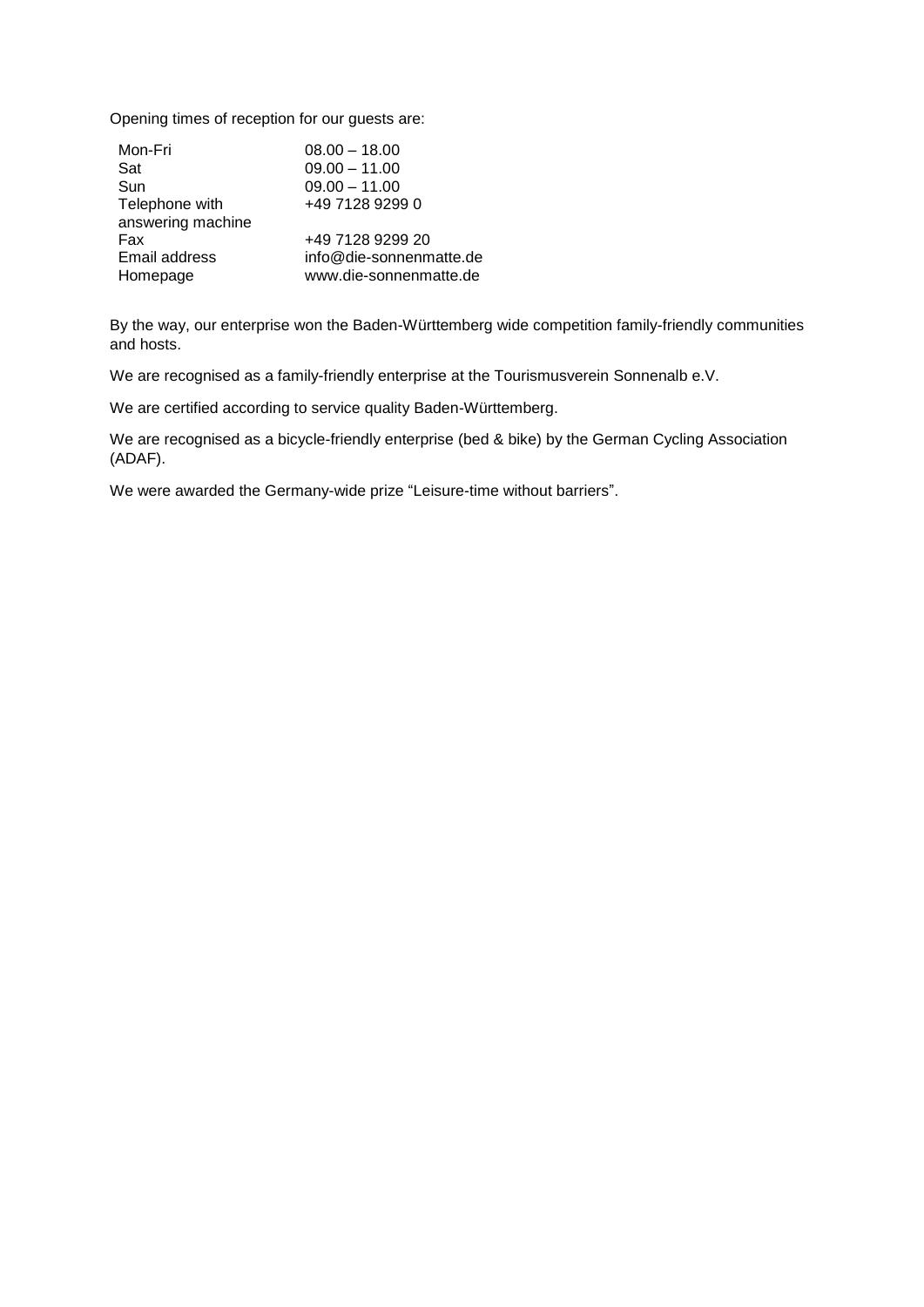Opening times of reception for our guests are:

| | |
|---|---|
| Mon-Fri | 08.00 – 18.00 |
| Sat | 09.00 – 11.00 |
| Sun | 09.00 – 11.00 |
| Telephone with answering machine | +49 7128 9299 0 |
| Fax | +49 7128 9299 20 |
| Email address | info@die-sonnenmatte.de |
| Homepage | www.die-sonnenmatte.de |

By the way, our enterprise won the Baden-Württemberg wide competition family-friendly communities and hosts.

We are recognised as a family-friendly enterprise at the Tourismusverein Sonnenalb e.V.

We are certified according to service quality Baden-Württemberg.

We are recognised as a bicycle-friendly enterprise (bed & bike) by the German Cycling Association (ADAF).

We were awarded the Germany-wide prize “Leisure-time without barriers”.